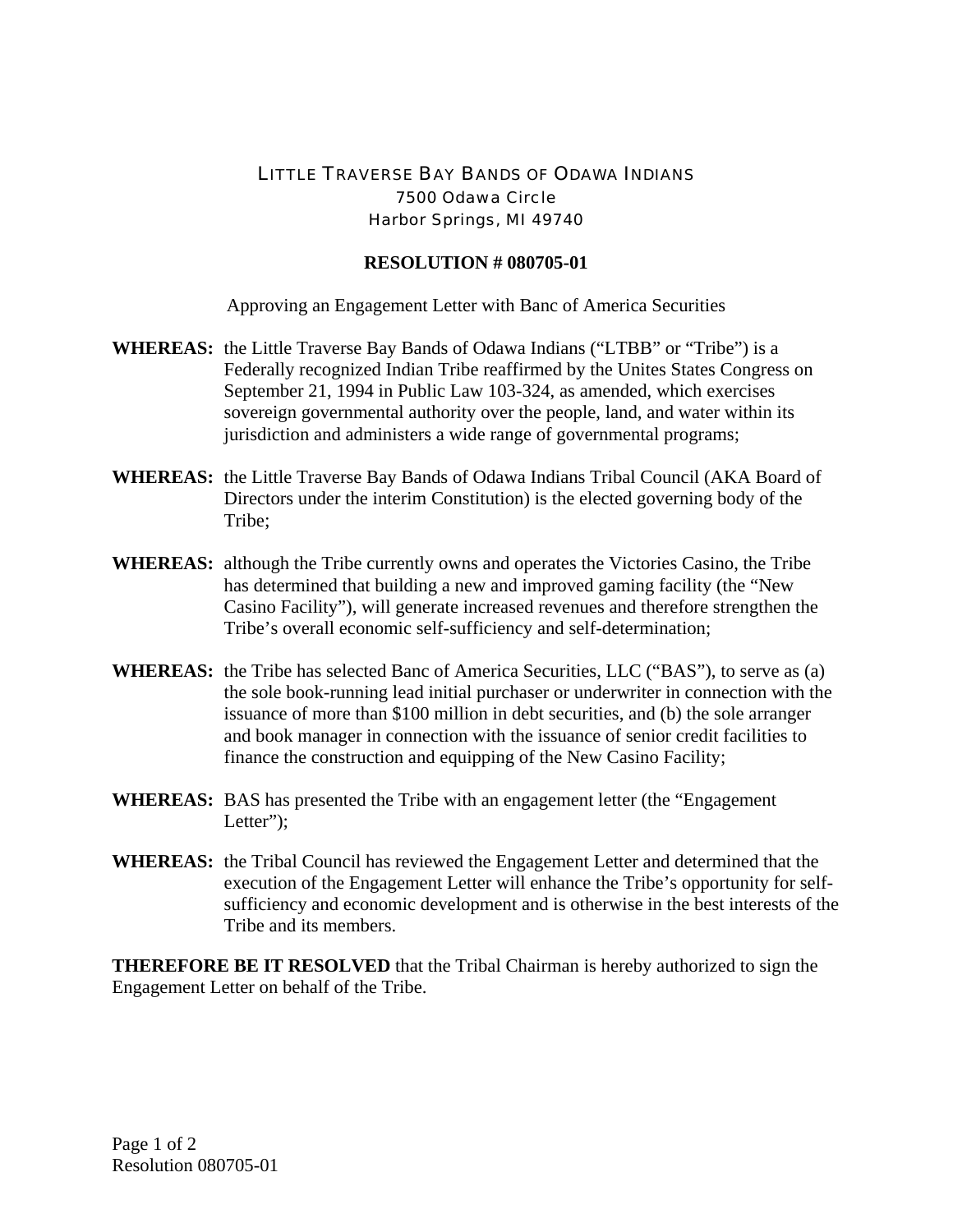LITTLE TRAVERSE BAY BANDS OF ODAWA INDIANS
7500 Odawa Circle
Harbor Springs, MI 49740

**RESOLUTION # 080705-01**

Approving an Engagement Letter with Banc of America Securities

**WHEREAS:** the Little Traverse Bay Bands of Odawa Indians ("LTBB" or "Tribe") is a Federally recognized Indian Tribe reaffirmed by the Unites States Congress on September 21, 1994 in Public Law 103-324, as amended, which exercises sovereign governmental authority over the people, land, and water within its jurisdiction and administers a wide range of governmental programs;

**WHEREAS:** the Little Traverse Bay Bands of Odawa Indians Tribal Council (AKA Board of Directors under the interim Constitution) is the elected governing body of the Tribe;

**WHEREAS:** although the Tribe currently owns and operates the Victories Casino, the Tribe has determined that building a new and improved gaming facility (the "New Casino Facility"), will generate increased revenues and therefore strengthen the Tribe's overall economic self-sufficiency and self-determination;

**WHEREAS:** the Tribe has selected Banc of America Securities, LLC ("BAS"), to serve as (a) the sole book-running lead initial purchaser or underwriter in connection with the issuance of more than $100 million in debt securities, and (b) the sole arranger and book manager in connection with the issuance of senior credit facilities to finance the construction and equipping of the New Casino Facility;

**WHEREAS:** BAS has presented the Tribe with an engagement letter (the "Engagement Letter");

**WHEREAS:** the Tribal Council has reviewed the Engagement Letter and determined that the execution of the Engagement Letter will enhance the Tribe's opportunity for self-sufficiency and economic development and is otherwise in the best interests of the Tribe and its members.

**THEREFORE BE IT RESOLVED** that the Tribal Chairman is hereby authorized to sign the Engagement Letter on behalf of the Tribe.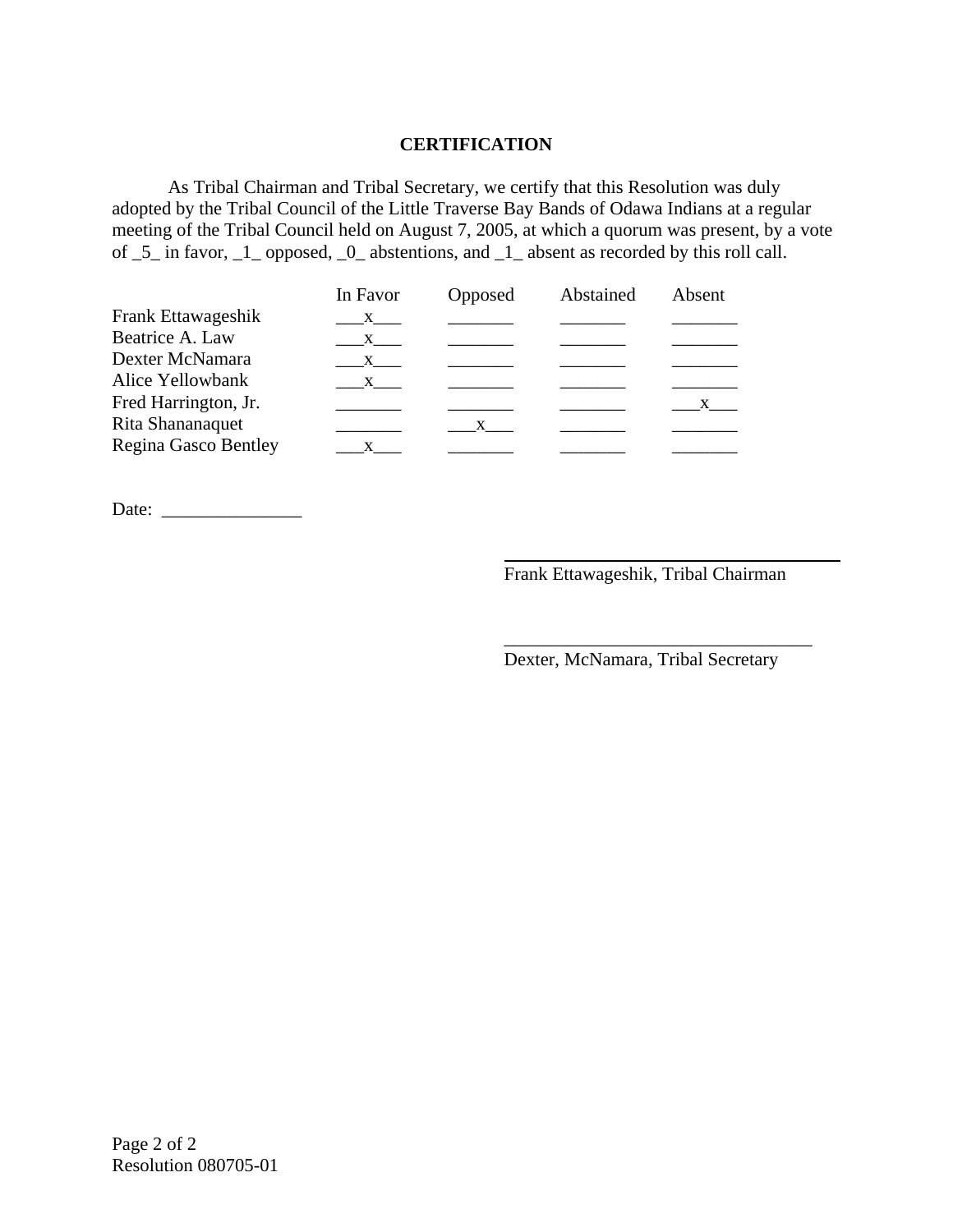## CERTIFICATION

As Tribal Chairman and Tribal Secretary, we certify that this Resolution was duly adopted by the Tribal Council of the Little Traverse Bay Bands of Odawa Indians at a regular meeting of the Tribal Council held on August 7, 2005, at which a quorum was present, by a vote of _5_ in favor, _1_ opposed, _0_ abstentions, and _1_ absent as recorded by this roll call.

| | In Favor | Opposed | Abstained | Absent |
|---|---|---|---|---|
| Frank Ettawageshik | x | | | |
| Beatrice A. Law | x | | | |
| Dexter McNamara | x | | | |
| Alice Yellowbank | x | | | |
| Fred Harrington, Jr. | | | | x |
| Rita Shananaquet | | x | | |
| Regina Gasco Bentley | x | | | |

Date: _______________

_________________________________
Frank Ettawageshik, Tribal Chairman

_________________________________
Dexter, McNamara, Tribal Secretary

Resolution 080705-01